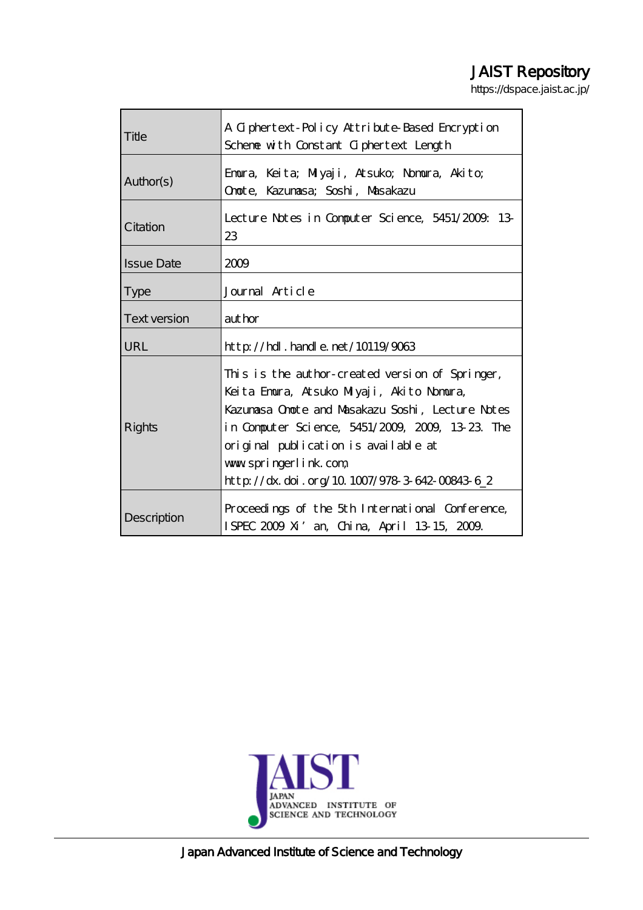# JAIST Repository

https://dspace.jaist.ac.jp/

| | |
|---|---|
| Title | A Ciphertext-Policy Attribute-Based Encryption Scheme with Constant Ciphertext Length |
| Author(s) | Emura, Keita; Miyaji, Atsuko; Nomura, Akito; Omote, Kazumasa; Soshi, Masakazu |
| Citation | Lecture Notes in Computer Science, 5451/2009: 13-23 |
| Issue Date | 2009 |
| Type | Journal Article |
| Text version | author |
| URL | http://hdl.handle.net/10119/9063 |
| Rights | This is the author-created version of Springer, Keita Emura, Atsuko Miyaji, Akito Nomura, Kazumasa Omote and Masakazu Soshi, Lecture Notes in Computer Science, 5451/2009, 2009, 13-23. The original publication is available at www.springerlink.com, http://dx.doi.org/10.1007/978-3-642-00843-6_2 |
| Description | Proceedings of the 5th International Conference, ISPEC 2009 Xi'an, China, April 13-15, 2009. |

JAIST
JAPAN ADVANCED INSTITUTE OF SCIENCE AND TECHNOLOGY

Japan Advanced Institute of Science and Technology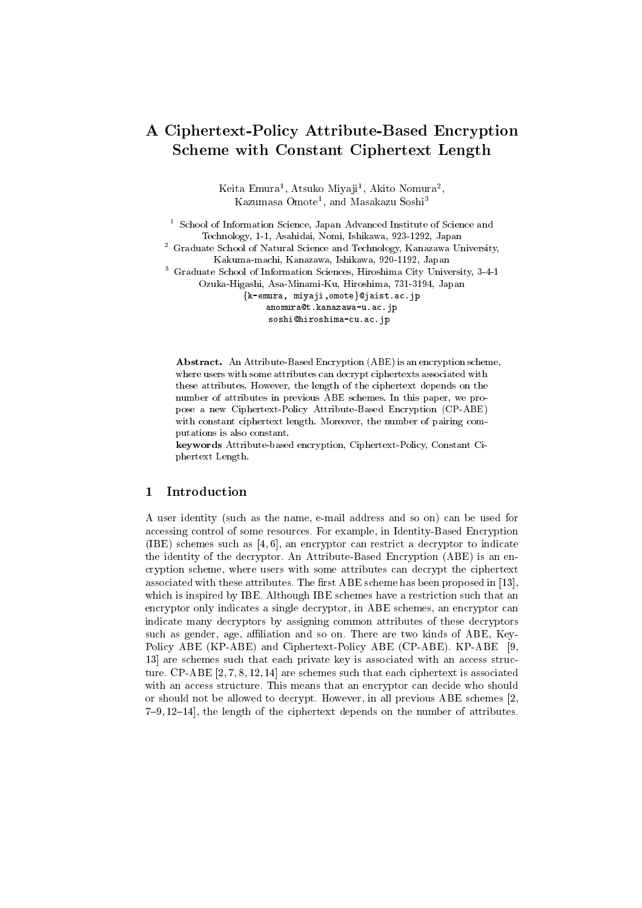# A Ciphertext-Policy Attribute-Based Encryption Scheme with Constant Ciphertext Length

Keita Emura[1], Atsuko Miyaji[1], Akito Nomura[2], Kazumasa Omote[1], and Masakazu Soshi[3]

[1] School of Information Science, Japan Advanced Institute of Science and Technology, 1-1, Asahidai, Nomi, Ishikawa, 923-1292, Japan
[2] Graduate School of Natural Science and Technology, Kanazawa University, Kakuma-machi, Kanazawa, Ishikawa, 920-1192, Japan
[3] Graduate School of Information Sciences, Hiroshima City University, 3-4-1 Ozuka-Higashi, Asa-Minami-Ku, Hiroshima, 731-3194, Japan

{k-emura, miyaji,omote}@jaist.ac.jp
anomura@t.kanazawa-u.ac.jp
soshi@hiroshima-cu.ac.jp

**Abstract.** An Attribute-Based Encryption (ABE) is an encryption scheme, where users with some attributes can decrypt ciphertexts associated with these attributes. However, the length of the ciphertext depends on the number of attributes in previous ABE schemes. In this paper, we propose a new Ciphertext-Policy Attribute-Based Encryption (CP-ABE) with constant ciphertext length. Moreover, the number of pairing computations is also constant.

**keywords** Attribute-based encryption, Ciphertext-Policy, Constant Ciphertext Length.

## 1 Introduction

A user identity (such as the name, e-mail address and so on) can be used for accessing control of some resources. For example, in Identity-Based Encryption (IBE) schemes such as [4, 6], an encryptor can restrict a decryptor to indicate the identity of the decryptor. An Attribute-Based Encryption (ABE) is an encryption scheme, where users with some attributes can decrypt the ciphertext associated with these attributes. The first ABE scheme has been proposed in [13], which is inspired by IBE. Although IBE schemes have a restriction such that an encryptor only indicates a single decryptor, in ABE schemes, an encryptor can indicate many decryptors by assigning common attributes of these decryptors such as gender, age, affiliation and so on. There are two kinds of ABE, Key-Policy ABE (KP-ABE) and Ciphertext-Policy ABE (CP-ABE). KP-ABE [9, 13] are schemes such that each private key is associated with an access structure. CP-ABE [2, 7, 8, 12, 14] are schemes such that each ciphertext is associated with an access structure. This means that an encryptor can decide who should or should not be allowed to decrypt. However, in all previous ABE schemes [2, 7–9, 12–14], the length of the ciphertext depends on the number of attributes.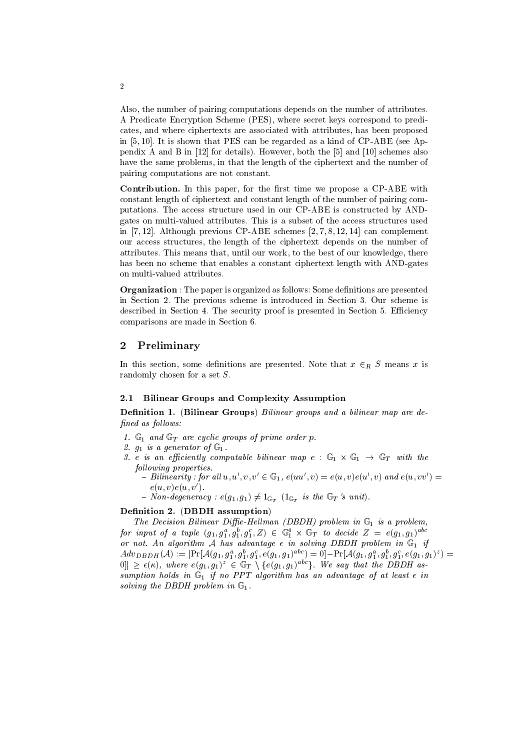Also, the number of pairing computations depends on the number of attributes. A Predicate Encryption Scheme (PES), where secret keys correspond to predicates, and where ciphertexts are associated with attributes, has been proposed in [5, 10]. It is shown that PES can be regarded as a kind of CP-ABE (see Appendix A and B in [12] for details). However, both the [5] and [10] schemes also have the same problems, in that the length of the ciphertext and the number of pairing computations are not constant.

**Contribution.** In this paper, for the first time we propose a CP-ABE with constant length of ciphertext and constant length of the number of pairing computations. The access structure used in our CP-ABE is constructed by AND-gates on multi-valued attributes. This is a subset of the access structures used in [7, 12]. Although previous CP-ABE schemes [2, 7, 8, 12, 14] can complement our access structures, the length of the ciphertext depends on the number of attributes. This means that, until our work, to the best of our knowledge, there has been no scheme that enables a constant ciphertext length with AND-gates on multi-valued attributes.

**Organization** : The paper is organized as follows: Some definitions are presented in Section 2. The previous scheme is introduced in Section 3. Our scheme is described in Section 4. The security proof is presented in Section 5. Efficiency comparisons are made in Section 6.

## 2 Preliminary

In this section, some definitions are presented. Note that $x \in_R S$ means $x$ is randomly chosen for a set $S$.

### 2.1 Bilinear Groups and Complexity Assumption

**Definition 1.** (**Bilinear Groups**) *Bilinear groups and a bilinear map are defined as follows:*

1. *$\mathbb{G}_1$ and $\mathbb{G}_T$ are cyclic groups of prime order $p$.*
2. *$g_1$ is a generator of $\mathbb{G}_1$.*
3. *$e$ is an efficiently computable bilinear map $e : \mathbb{G}_1 \times \mathbb{G}_1 \to \mathbb{G}_T$ with the following properties.*
   - *Bilinearity : for all $u, u', v, v' \in \mathbb{G}_1$, $e(uu', v) = e(u, v)e(u', v)$ and $e(u, vv') = e(u, v)e(u, v')$.*
   - *Non-degeneracy : $e(g_1, g_1) \neq 1_{\mathbb{G}_T}$ ($1_{\mathbb{G}_T}$ is the $\mathbb{G}_T$'s unit).*

**Definition 2.** (**DBDH assumption**)

*The Decision Bilinear Diffie-Hellman (DBDH) problem in $\mathbb{G}_1$ is a problem, for input of a tuple $(g_1, g_1^a, g_1^b, g_1^c, Z) \in \mathbb{G}_1^4 \times \mathbb{G}_T$ to decide $Z = e(g_1, g_1)^{abc}$ or not. An algorithm $\mathcal{A}$ has advantage $\epsilon$ in solving DBDH problem in $\mathbb{G}_1$ if $Adv_{DBDH}(\mathcal{A}) := |\Pr[\mathcal{A}(g_1, g_1^a, g_1^b, g_1^c, e(g_1, g_1)^{abc}) = 0] - \Pr[\mathcal{A}(g_1, g_1^a, g_1^b, g_1^c, e(g_1, g_1)^z) = 0]| \geq \epsilon(\kappa)$, where $e(g_1, g_1)^z \in \mathbb{G}_T \setminus \{e(g_1, g_1)^{abc}\}$. We say that the DBDH assumption holds in $\mathbb{G}_1$ if no PPT algorithm has an advantage of at least $\epsilon$ in solving the DBDH problem in $\mathbb{G}_1$.*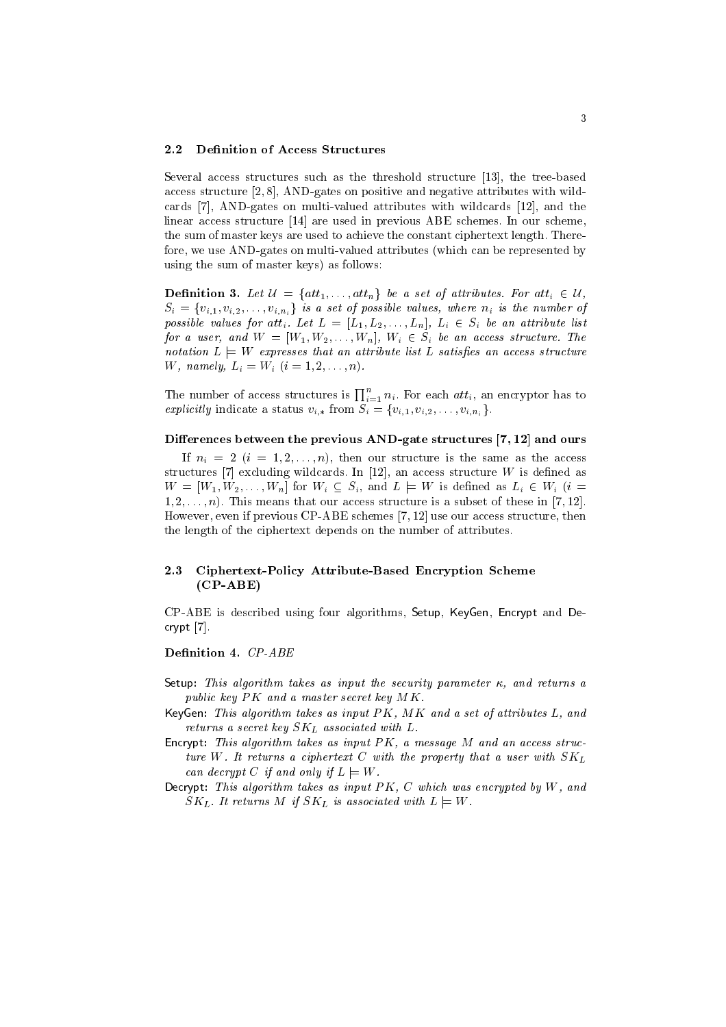### 2.2 Definition of Access Structures

Several access structures such as the threshold structure [13], the tree-based access structure [2, 8], AND-gates on positive and negative attributes with wildcards [7], AND-gates on multi-valued attributes with wildcards [12], and the linear access structure [14] are used in previous ABE schemes. In our scheme, the sum of master keys are used to achieve the constant ciphertext length. Therefore, we use AND-gates on multi-valued attributes (which can be represented by using the sum of master keys) as follows:

**Definition 3.** *Let $\mathcal{U} = \{att_1, \ldots, att_n\}$ be a set of attributes. For $att_i \in \mathcal{U}$, $S_i = \{v_{i,1}, v_{i,2}, \ldots, v_{i,n_i}\}$ is a set of possible values, where $n_i$ is the number of possible values for $att_i$. Let $L = [L_1, L_2, \ldots, L_n]$, $L_i \in S_i$ be an attribute list for a user, and $W = [W_1, W_2, \ldots, W_n]$, $W_i \in S_i$ be an access structure. The notation $L \models W$ expresses that an attribute list $L$ satisfies an access structure $W$, namely, $L_i = W_i$ $(i = 1, 2, \ldots, n)$.*

The number of access structures is $\prod_{i=1}^{n} n_i$. For each $att_i$, an encryptor has to *explicitly* indicate a status $v_{i,*}$ from $S_i = \{v_{i,1}, v_{i,2}, \ldots, v_{i,n_i}\}$.

**Differences between the previous AND-gate structures [7, 12] and ours**

If $n_i = 2$ $(i = 1, 2, \ldots, n)$, then our structure is the same as the access structures [7] excluding wildcards. In [12], an access structure $W$ is defined as $W = [W_1, W_2, \ldots, W_n]$ for $W_i \subseteq S_i$, and $L \models W$ is defined as $L_i \in W_i$ $(i = 1, 2, \ldots, n)$. This means that our access structure is a subset of these in [7, 12]. However, even if previous CP-ABE schemes [7, 12] use our access structure, then the length of the ciphertext depends on the number of attributes.

### 2.3 Ciphertext-Policy Attribute-Based Encryption Scheme (CP-ABE)

CP-ABE is described using four algorithms, Setup, KeyGen, Encrypt and Decrypt [7].

**Definition 4.** *CP-ABE*

- Setup: *This algorithm takes as input the security parameter $\kappa$, and returns a public key $PK$ and a master secret key $MK$.*
- KeyGen: *This algorithm takes as input $PK$, $MK$ and a set of attributes $L$, and returns a secret key $SK_L$ associated with $L$.*
- Encrypt: *This algorithm takes as input $PK$, a message $M$ and an access structure $W$. It returns a ciphertext $C$ with the property that a user with $SK_L$ can decrypt $C$ if and only if $L \models W$.*
- Decrypt: *This algorithm takes as input $PK$, $C$ which was encrypted by $W$, and $SK_L$. It returns $M$ if $SK_L$ is associated with $L \models W$.*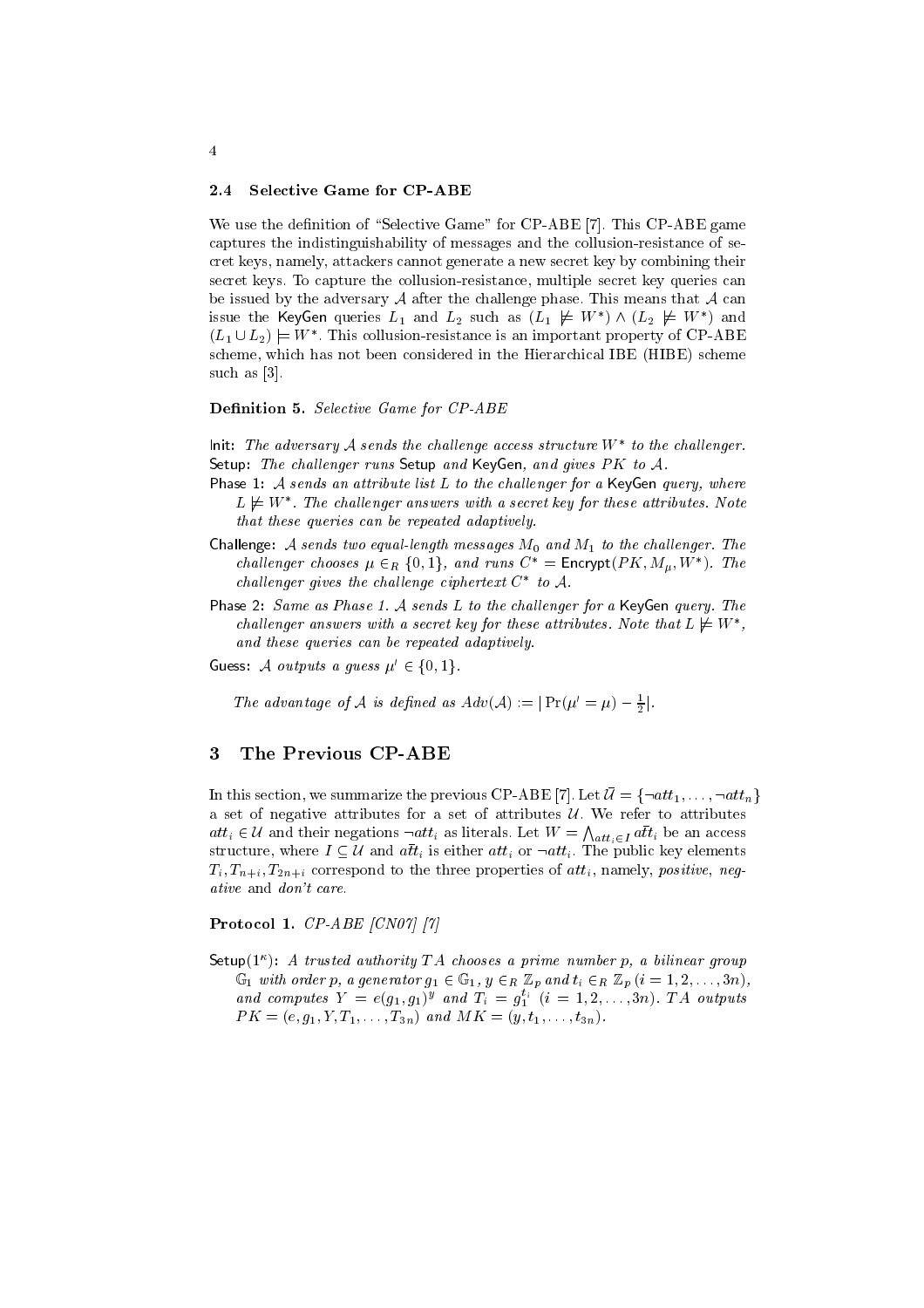### 2.4 Selective Game for CP-ABE

We use the definition of "Selective Game" for CP-ABE [7]. This CP-ABE game captures the indistinguishability of messages and the collusion-resistance of secret keys, namely, attackers cannot generate a new secret key by combining their secret keys. To capture the collusion-resistance, multiple secret key queries can be issued by the adversary $\mathcal{A}$ after the challenge phase. This means that $\mathcal{A}$ can issue the KeyGen queries $L_1$ and $L_2$ such as $(L_1 \not\models W^*) \wedge (L_2 \not\models W^*)$ and $(L_1 \cup L_2) \models W^*$. This collusion-resistance is an important property of CP-ABE scheme, which has not been considered in the Hierarchical IBE (HIBE) scheme such as [3].

**Definition 5.** *Selective Game for CP-ABE*

Init: *The adversary $\mathcal{A}$ sends the challenge access structure $W^*$ to the challenger.*

Setup: *The challenger runs* Setup *and* KeyGen, *and gives $PK$ to $\mathcal{A}$.*

Phase 1: *$\mathcal{A}$ sends an attribute list $L$ to the challenger for a* KeyGen *query, where $L \not\models W^*$. The challenger answers with a secret key for these attributes. Note that these queries can be repeated adaptively.*

Challenge: *$\mathcal{A}$ sends two equal-length messages $M_0$ and $M_1$ to the challenger. The challenger chooses $\mu \in_R \{0,1\}$, and runs $C^* = \mathsf{Encrypt}(PK, M_\mu, W^*)$. The challenger gives the challenge ciphertext $C^*$ to $\mathcal{A}$.*

Phase 2: *Same as Phase 1. $\mathcal{A}$ sends $L$ to the challenger for a* KeyGen *query. The challenger answers with a secret key for these attributes. Note that $L \not\models W^*$, and these queries can be repeated adaptively.*

Guess: *$\mathcal{A}$ outputs a guess $\mu' \in \{0,1\}$.*

*The advantage of $\mathcal{A}$ is defined as $Adv(\mathcal{A}) := |\Pr(\mu' = \mu) - \frac{1}{2}|$.*

## 3 The Previous CP-ABE

In this section, we summarize the previous CP-ABE [7]. Let $\bar{\mathcal{U}} = \{\neg att_1, \ldots, \neg att_n\}$ a set of negative attributes for a set of attributes $\mathcal{U}$. We refer to attributes $att_i \in \mathcal{U}$ and their negations $\neg att_i$ as literals. Let $W = \bigwedge_{att_i \in I} \bar{att}_i$ be an access structure, where $I \subseteq \mathcal{U}$ and $\bar{att}_i$ is either $att_i$ or $\neg att_i$. The public key elements $T_i, T_{n+i}, T_{2n+i}$ correspond to the three properties of $att_i$, namely, *positive*, *negative* and *don't care*.

**Protocol 1.** *CP-ABE [CN07] [7]*

Setup$(1^\kappa)$: *A trusted authority $TA$ chooses a prime number $p$, a bilinear group $\mathbb{G}_1$ with order $p$, a generator $g_1 \in \mathbb{G}_1$, $y \in_R \mathbb{Z}_p$ and $t_i \in_R \mathbb{Z}_p$ $(i = 1, 2, \ldots, 3n)$, and computes $Y = e(g_1, g_1)^y$ and $T_i = g_1^{t_i}$ $(i = 1, 2, \ldots, 3n)$. $TA$ outputs $PK = (e, g_1, Y, T_1, \ldots, T_{3n})$ and $MK = (y, t_1, \ldots, t_{3n})$.*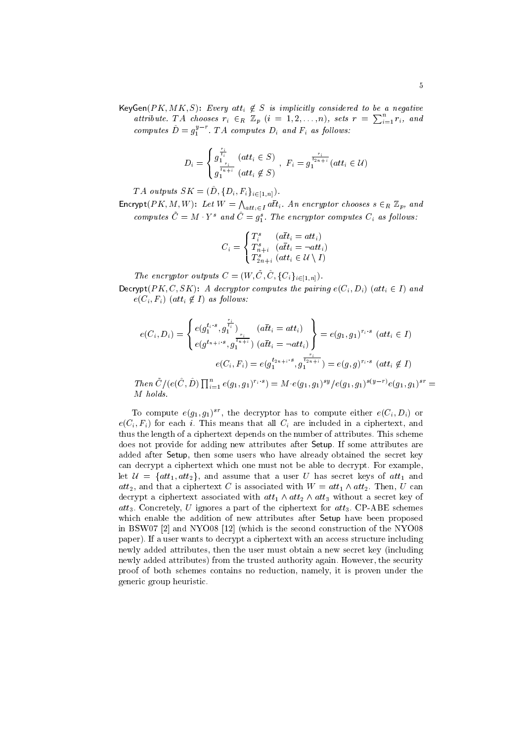**KeyGen**$(PK, MK, S)$: *Every $att_i \notin S$ is implicitly considered to be a negative attribute. $TA$ chooses $r_i \in_R \mathbb{Z}_p$ $(i = 1, 2, \ldots, n)$, sets $r = \sum_{i=1}^{n} r_i$, and computes $\hat{D} = g_1^{y-r}$. $TA$ computes $D_i$ and $F_i$ as follows:*

$$D_i = \begin{cases} g_1^{\frac{r_i}{t_i}} & (att_i \in S) \\ g_1^{\frac{r_i}{t_{n+i}}} & (att_i \notin S) \end{cases}, \quad F_i = g_1^{\frac{r_i}{t_{2n+i}}} (att_i \in \mathcal{U})$$

*$TA$ outputs $SK = (\hat{D}, \{D_i, F_i\}_{i \in [1,n]})$.*

**Encrypt**$(PK, M, W)$: *Let $W = \bigwedge_{att_i \in I} \bar{att}_i$. An encryptor chooses $s \in_R \mathbb{Z}_p$, and computes $\tilde{C} = M \cdot Y^s$ and $\hat{C} = g_1^s$. The encryptor computes $C_i$ as follows:*

$$C_i = \begin{cases} T_i^s & (\bar{att}_i = att_i) \\ T_{n+i}^s & (\bar{att}_i = \neg att_i) \\ T_{2n+i}^s & (att_i \in \mathcal{U} \setminus I) \end{cases}$$

*The encryptor outputs $C = (W, \tilde{C}, \hat{C}, \{C_i\}_{i \in [1,n]})$.*

**Decrypt**$(PK, C, SK)$: *A decryptor computes the pairing $e(C_i, D_i)$ $(att_i \in I)$ and $e(C_i, F_i)$ $(att_i \notin I)$ as follows:*

$$e(C_i, D_i) = \left\{ \begin{array}{ll} e(g_1^{t_i \cdot s}, g_1^{\frac{r_i}{t_i}}) & (\bar{att}_i = att_i) \\ e(g^{t_{n+i} \cdot s}, g_1^{\frac{r_i}{t_{n+i}}}) & (\bar{att}_i = \neg att_i) \end{array} \right\} = e(g_1, g_1)^{r_i \cdot s} \ (att_i \in I)$$

$$e(C_i, F_i) = e(g_1^{t_{2n+i} \cdot s}, g_1^{\frac{r_i}{t_{2n+i}}}) = e(g, g)^{r_i \cdot s} \ (att_i \notin I)$$

*Then $\tilde{C}/(e(\hat{C}, \hat{D}) \prod_{i=1}^{n} e(g_1, g_1)^{r_i \cdot s}) = M \cdot e(g_1, g_1)^{sy} / e(g_1, g_1)^{s(y-r)} e(g_1, g_1)^{sr} = M$ holds.*

To compute $e(g_1, g_1)^{sr}$, the decryptor has to compute either $e(C_i, D_i)$ or $e(C_i, F_i)$ for each $i$. This means that all $C_i$ are included in a ciphertext, and thus the length of a ciphertext depends on the number of attributes. This scheme does not provide for adding new attributes after **Setup**. If some attributes are added after **Setup**, then some users who have already obtained the secret key can decrypt a ciphertext which one must not be able to decrypt. For example, let $\mathcal{U} = \{att_1, att_2\}$, and assume that a user $U$ has secret keys of $att_1$ and $att_2$, and that a ciphertext $C$ is associated with $W = att_1 \wedge att_2$. Then, $U$ can decrypt a ciphertext associated with $att_1 \wedge att_2 \wedge att_3$ without a secret key of $att_3$. Concretely, $U$ ignores a part of the ciphertext for $att_3$. CP-ABE schemes which enable the addition of new attributes after **Setup** have been proposed in BSW07 [2] and NYO08 [12] (which is the second construction of the NYO08 paper). If a user wants to decrypt a ciphertext with an access structure including newly added attributes, then the user must obtain a new secret key (including newly added attributes) from the trusted authority again. However, the security proof of both schemes contains no reduction, namely, it is proven under the generic group heuristic.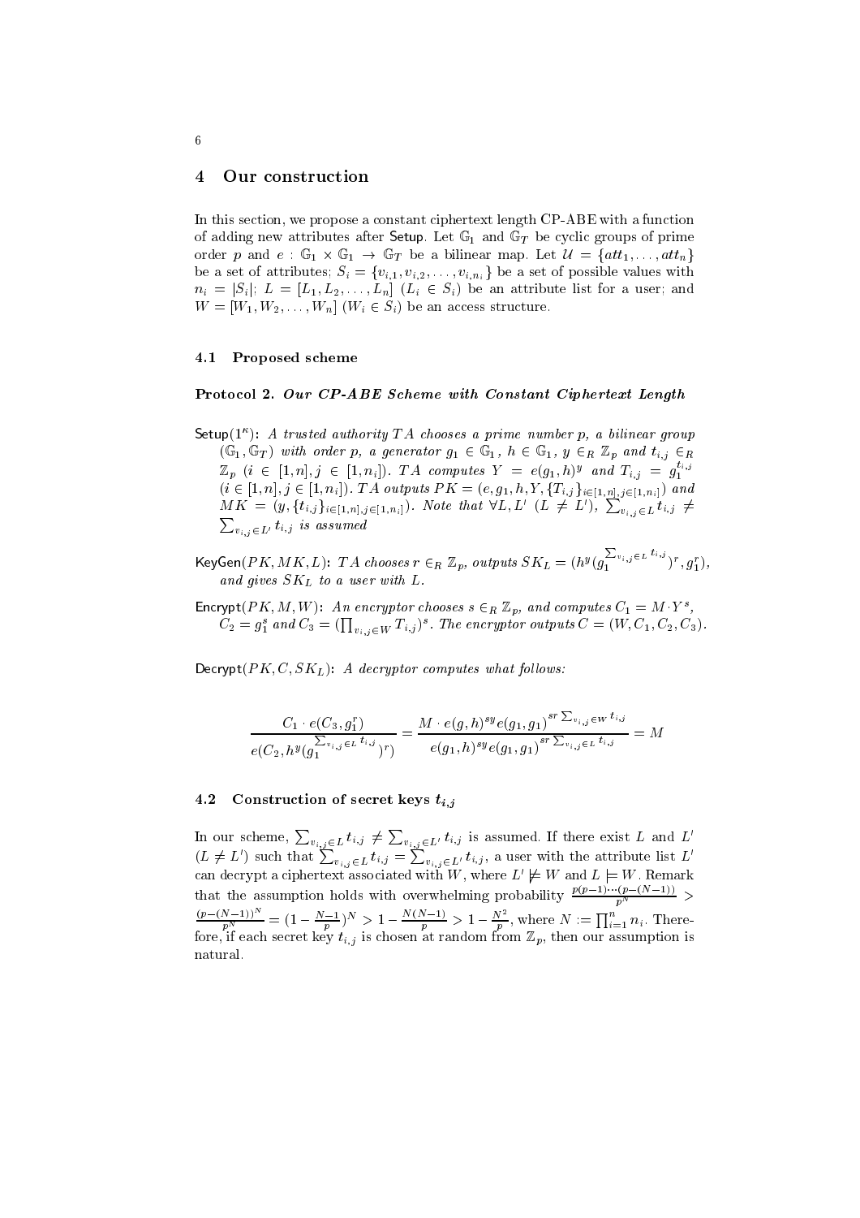## 4 Our construction

In this section, we propose a constant ciphertext length CP-ABE with a function of adding new attributes after Setup. Let $\mathbb{G}_1$ and $\mathbb{G}_T$ be cyclic groups of prime order $p$ and $e : \mathbb{G}_1 \times \mathbb{G}_1 \rightarrow \mathbb{G}_T$ be a bilinear map. Let $\mathcal{U} = \{att_1, \ldots, att_n\}$ be a set of attributes; $S_i = \{v_{i,1}, v_{i,2}, \ldots, v_{i,n_i}\}$ be a set of possible values with $n_i = |S_i|$; $L = [L_1, L_2, \ldots, L_n]$ ($L_i \in S_i$) be an attribute list for a user; and $W = [W_1, W_2, \ldots, W_n]$ ($W_i \in S_i$) be an access structure.

### 4.1 Proposed scheme

**Protocol 2.** ***Our CP-ABE Scheme with Constant Ciphertext Length***

- $\mathsf{Setup}(1^\kappa)$: *A trusted authority $TA$ chooses a prime number $p$, a bilinear group $(\mathbb{G}_1, \mathbb{G}_T)$ with order $p$, a generator $g_1 \in \mathbb{G}_1$, $h \in \mathbb{G}_1$, $y \in_R \mathbb{Z}_p$ and $t_{i,j} \in_R \mathbb{Z}_p$ ($i \in [1, n], j \in [1, n_i]$). $TA$ computes $Y = e(g_1, h)^y$ and $T_{i,j} = g_1^{t_{i,j}}$ ($i \in [1, n], j \in [1, n_i]$). $TA$ outputs $PK = (e, g_1, h, Y, \{T_{i,j}\}_{i \in [1,n], j \in [1,n_i]})$ and $MK = (y, \{t_{i,j}\}_{i \in [1,n], j \in [1,n_i]})$. Note that $\forall L, L'$ ($L \neq L'$), $\sum_{v_{i,j} \in L} t_{i,j} \neq \sum_{v_{i,j} \in L'} t_{i,j}$ is assumed*
- $\mathsf{KeyGen}(PK, MK, L)$: *$TA$ chooses $r \in_R \mathbb{Z}_p$, outputs $SK_L = (h^y (g_1^{\sum_{v_{i,j} \in L} t_{i,j}})^r, g_1^r)$, and gives $SK_L$ to a user with $L$.*
- $\mathsf{Encrypt}(PK, M, W)$: *An encryptor chooses $s \in_R \mathbb{Z}_p$, and computes $C_1 = M \cdot Y^s$, $C_2 = g_1^s$ and $C_3 = (\prod_{v_{i,j} \in W} T_{i,j})^s$. The encryptor outputs $C = (W, C_1, C_2, C_3)$.*
- $\mathsf{Decrypt}(PK, C, SK_L)$: *A decryptor computes what follows:*

$$\frac{C_1 \cdot e(C_3, g_1^r)}{e(C_2, h^y (g_1^{\sum_{v_{i,j} \in L} t_{i,j}})^r)} = \frac{M \cdot e(g, h)^{sy} e(g_1, g_1)^{sr \sum_{v_{i,j} \in W} t_{i,j}}}{e(g_1, h)^{sy} e(g_1, g_1)^{sr \sum_{v_{i,j} \in L} t_{i,j}}} = M$$

### 4.2 Construction of secret keys $t_{i,j}$

In our scheme, $\sum_{v_{i,j} \in L} t_{i,j} \neq \sum_{v_{i,j} \in L'} t_{i,j}$ is assumed. If there exist $L$ and $L'$ ($L \neq L'$) such that $\sum_{v_{i,j} \in L} t_{i,j} = \sum_{v_{i,j} \in L'} t_{i,j}$, a user with the attribute list $L'$ can decrypt a ciphertext associated with $W$, where $L' \not\models W$ and $L \models W$. Remark that the assumption holds with overwhelming probability $\frac{p(p-1)\cdots(p-(N-1))}{p^N} > \frac{(p-(N-1))^N}{p^N} = (1 - \frac{N-1}{p})^N > 1 - \frac{N(N-1)}{p} > 1 - \frac{N^2}{p}$, where $N := \prod_{i=1}^{n} n_i$. Therefore, if each secret key $t_{i,j}$ is chosen at random from $\mathbb{Z}_p$, then our assumption is natural.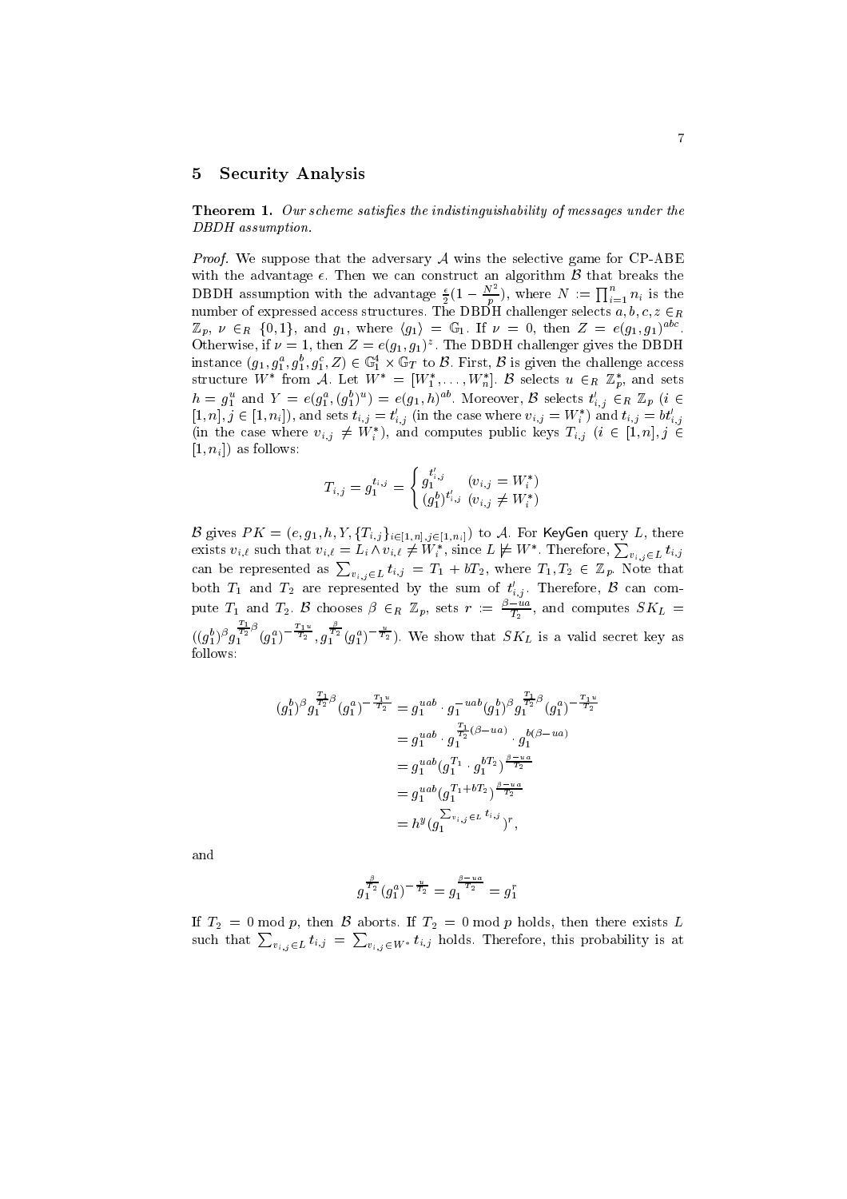## 5 Security Analysis

**Theorem 1.** *Our scheme satisfies the indistinguishability of messages under the DBDH assumption.*

*Proof.* We suppose that the adversary $\mathcal{A}$ wins the selective game for CP-ABE with the advantage $\epsilon$. Then we can construct an algorithm $\mathcal{B}$ that breaks the DBDH assumption with the advantage $\frac{\epsilon}{2}(1 - \frac{N^2}{p})$, where $N := \prod_{i=1}^{n} n_i$ is the number of expressed access structures. The DBDH challenger selects $a, b, c, z \in_R \mathbb{Z}_p$, $\nu \in_R \{0,1\}$, and $g_1$, where $\langle g_1 \rangle = \mathbb{G}_1$. If $\nu = 0$, then $Z = e(g_1, g_1)^{abc}$. Otherwise, if $\nu = 1$, then $Z = e(g_1, g_1)^z$. The DBDH challenger gives the DBDH instance $(g_1, g_1^a, g_1^b, g_1^c, Z) \in \mathbb{G}_1^4 \times \mathbb{G}_T$ to $\mathcal{B}$. First, $\mathcal{B}$ is given the challenge access structure $W^*$ from $\mathcal{A}$. Let $W^* = [W_1^*, \ldots, W_n^*]$. $\mathcal{B}$ selects $u \in_R \mathbb{Z}_p^*$, and sets $h = g_1^u$ and $Y = e(g_1^a, (g_1^b)^u) = e(g_1, h)^{ab}$. Moreover, $\mathcal{B}$ selects $t'_{i,j} \in_R \mathbb{Z}_p$ ($i \in [1,n], j \in [1, n_i]$), and sets $t_{i,j} = t'_{i,j}$ (in the case where $v_{i,j} = W_i^*$) and $t_{i,j} = bt'_{i,j}$ (in the case where $v_{i,j} \neq W_i^*$), and computes public keys $T_{i,j}$ ($i \in [1,n], j \in [1, n_i]$) as follows:

$$T_{i,j} = g_1^{t_{i,j}} = \begin{cases} g_1^{t'_{i,j}} & (v_{i,j} = W_i^*) \\ (g_1^b)^{t'_{i,j}} & (v_{i,j} \neq W_i^*) \end{cases}$$

$\mathcal{B}$ gives $PK = (e, g_1, h, Y, \{T_{i,j}\}_{i \in [1,n], j \in [1,n_i]})$ to $\mathcal{A}$. For $\mathsf{KeyGen}$ query $L$, there exists $v_{i,\ell}$ such that $v_{i,\ell} = L_i \wedge v_{i,\ell} \neq W_i^*$, since $L \not\models W^*$. Therefore, $\sum_{v_{i,j} \in L} t_{i,j}$ can be represented as $\sum_{v_{i,j} \in L} t_{i,j} = T_1 + bT_2$, where $T_1, T_2 \in \mathbb{Z}_p$. Note that both $T_1$ and $T_2$ are represented by the sum of $t'_{i,j}$. Therefore, $\mathcal{B}$ can compute $T_1$ and $T_2$. $\mathcal{B}$ chooses $\beta \in_R \mathbb{Z}_p$, sets $r := \frac{\beta - ua}{T_2}$, and computes $SK_L = ((g_1^b)^\beta g_1^{\frac{T_1}{T_2}\beta} (g_1^a)^{-\frac{T_1 u}{T_2}}, g_1^{\frac{\beta}{T_2}} (g_1^a)^{-\frac{u}{T_2}})$. We show that $SK_L$ is a valid secret key as follows:

$$\begin{aligned}
(g_1^b)^\beta g_1^{\frac{T_1}{T_2}\beta} (g_1^a)^{-\frac{T_1 u}{T_2}} &= g_1^{uab} \cdot g_1^{-uab} (g_1^b)^\beta g_1^{\frac{T_1}{T_2}\beta} (g_1^a)^{-\frac{T_1 u}{T_2}} \\
&= g_1^{uab} \cdot g_1^{\frac{T_1}{T_2}(\beta - ua)} \cdot g_1^{b(\beta - ua)} \\
&= g_1^{uab} (g_1^{T_1} \cdot g_1^{bT_2})^{\frac{\beta - ua}{T_2}} \\
&= g_1^{uab} (g_1^{T_1 + bT_2})^{\frac{\beta - ua}{T_2}} \\
&= h^y (g_1^{\sum_{v_{i,j} \in L} t_{i,j}})^r,
\end{aligned}$$

and

$$g_1^{\frac{\beta}{T_2}} (g_1^a)^{-\frac{u}{T_2}} = g_1^{\frac{\beta - ua}{T_2}} = g_1^r$$

If $T_2 = 0 \bmod p$, then $\mathcal{B}$ aborts. If $T_2 = 0 \bmod p$ holds, then there exists $L$ such that $\sum_{v_{i,j} \in L} t_{i,j} = \sum_{v_{i,j} \in W^*} t_{i,j}$ holds. Therefore, this probability is at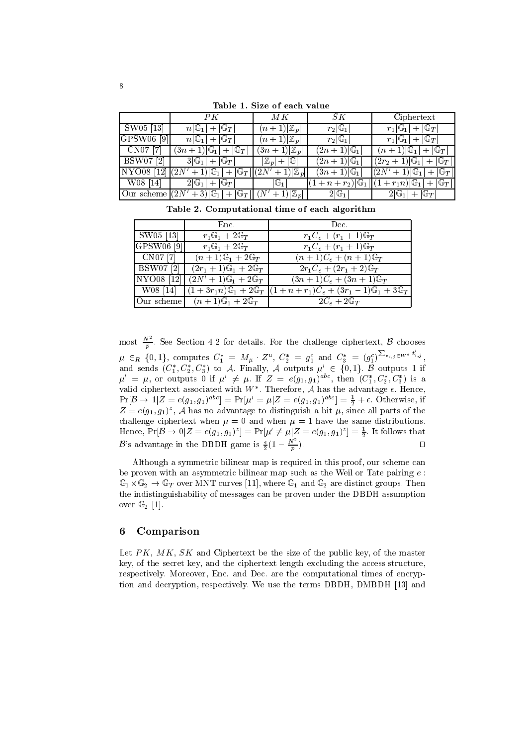**Table 1. Size of each value**

| | $PK$ | $MK$ | $SK$ | Ciphertext |
|---|---|---|---|---|
| SW05 [13] | $n\|\mathbb{G}_1\| + \|\mathbb{G}_T\|$ | $(n+1)\|\mathbb{Z}_p\|$ | $r_2\|\mathbb{G}_1\|$ | $r_1\|\mathbb{G}_1\| + \|\mathbb{G}_T\|$ |
| GPSW06 [9] | $n\|\mathbb{G}_1\| + \|\mathbb{G}_T\|$ | $(n+1)\|\mathbb{Z}_p\|$ | $r_2\|\mathbb{G}_1\|$ | $r_1\|\mathbb{G}_1\| + \|\mathbb{G}_T\|$ |
| CN07 [7] | $(3n+1)\|\mathbb{G}_1\| + \|\mathbb{G}_T\|$ | $(3n+1)\|\mathbb{Z}_p\|$ | $(2n+1)\|\mathbb{G}_1\|$ | $(n+1)\|\mathbb{G}_1\| + \|\mathbb{G}_T\|$ |
| BSW07 [2] | $3\|\mathbb{G}_1\| + \|\mathbb{G}_T\|$ | $\|\mathbb{Z}_p\| + \|\mathbb{G}\|$ | $(2n+1)\|\mathbb{G}_1\|$ | $(2r_2+1)\|\mathbb{G}_1\| + \|\mathbb{G}_T\|$ |
| NYO08 [12] | $(2N'+1)\|\mathbb{G}_1\| + \|\mathbb{G}_T\|$ | $(2N'+1)\|\mathbb{Z}_p\|$ | $(3n+1)\|\mathbb{G}_1\|$ | $(2N'+1)\|\mathbb{G}_1\| + \|\mathbb{G}_T\|$ |
| W08 [14] | $2\|\mathbb{G}_1\| + \|\mathbb{G}_T\|$ | $\|\mathbb{G}_1\|$ | $(1+n+r_2)\|\mathbb{G}_1\|$ | $(1+r_1 n)\|\mathbb{G}_1\| + \|\mathbb{G}_T\|$ |
| Our scheme | $(2N'+3)\|\mathbb{G}_1\| + \|\mathbb{G}_T\|$ | $(N'+1)\|\mathbb{Z}_p\|$ | $2\|\mathbb{G}_1\|$ | $2\|\mathbb{G}_1\| + \|\mathbb{G}_T\|$ |

**Table 2. Computational time of each algorithm**

| | Enc. | Dec. |
|---|---|---|
| SW05 [13] | $r_1\mathbb{G}_1 + 2\mathbb{G}_T$ | $r_1 C_e + (r_1+1)\mathbb{G}_T$ |
| GPSW06 [9] | $r_1\mathbb{G}_1 + 2\mathbb{G}_T$ | $r_1 C_e + (r_1+1)\mathbb{G}_T$ |
| CN07 [7] | $(n+1)\mathbb{G}_1 + 2\mathbb{G}_T$ | $(n+1)C_e + (n+1)\mathbb{G}_T$ |
| BSW07 [2] | $(2r_1+1)\mathbb{G}_1 + 2\mathbb{G}_T$ | $2r_1 C_e + (2r_1+2)\mathbb{G}_T$ |
| NYO08 [12] | $(2N'+1)\mathbb{G}_1 + 2\mathbb{G}_T$ | $(3n+1)C_e + (3n+1)\mathbb{G}_T$ |
| W08 [14] | $(1+3r_1 n)\mathbb{G}_1 + 2\mathbb{G}_T$ | $(1+n+r_1)C_e + (3r_1-1)\mathbb{G}_1 + 3\mathbb{G}_T$ |
| Our scheme | $(n+1)\mathbb{G}_1 + 2\mathbb{G}_T$ | $2C_e + 2\mathbb{G}_T$ |

most $\frac{N^2}{p}$. See Section 4.2 for details. For the challenge ciphertext, $\mathcal{B}$ chooses $\mu \in_R \{0,1\}$, computes $C_1^* = M_\mu \cdot Z^u$, $C_2^* = g_1^c$ and $C_3^* = (g_1^c)^{\sum_{v_{i,j} \in W^*} t'_{i,j}}$, and sends $(C_1^*, C_2^*, C_3^*)$ to $\mathcal{A}$. Finally, $\mathcal{A}$ outputs $\mu' \in \{0,1\}$. $\mathcal{B}$ outputs 1 if $\mu' = \mu$, or outputs 0 if $\mu' \neq \mu$. If $Z = e(g_1, g_1)^{abc}$, then $(C_1^*, C_2^*, C_3^*)$ is a valid ciphertext associated with $W^*$. Therefore, $\mathcal{A}$ has the advantage $\epsilon$. Hence, $\Pr[\mathcal{B} \to 1 | Z = e(g_1, g_1)^{abc}] = \Pr[\mu' = \mu | Z = e(g_1, g_1)^{abc}] = \frac{1}{2} + \epsilon$. Otherwise, if $Z = e(g_1, g_1)^z$, $\mathcal{A}$ has no advantage to distinguish a bit $\mu$, since all parts of the challenge ciphertext when $\mu = 0$ and when $\mu = 1$ have the same distributions. Hence, $\Pr[\mathcal{B} \to 0 | Z = e(g_1, g_1)^z] = \Pr[\mu' \neq \mu | Z = e(g_1, g_1)^z] = \frac{1}{2}$. It follows that $\mathcal{B}$'s advantage in the DBDH game is $\frac{\epsilon}{2}(1 - \frac{N^2}{p})$. □

Although a symmetric bilinear map is required in this proof, our scheme can be proven with an asymmetric bilinear map such as the Weil or Tate pairing $e : \mathbb{G}_1 \times \mathbb{G}_2 \to \mathbb{G}_T$ over MNT curves [11], where $\mathbb{G}_1$ and $\mathbb{G}_2$ are distinct groups. Then the indistinguishability of messages can be proven under the DBDH assumption over $\mathbb{G}_2$ [1].

## 6 Comparison

Let $PK$, $MK$, $SK$ and Ciphertext be the size of the public key, of the master key, of the secret key, and the ciphertext length excluding the access structure, respectively. Moreover, Enc. and Dec. are the computational times of encryption and decryption, respectively. We use the terms DBDH, DMBDH [13] and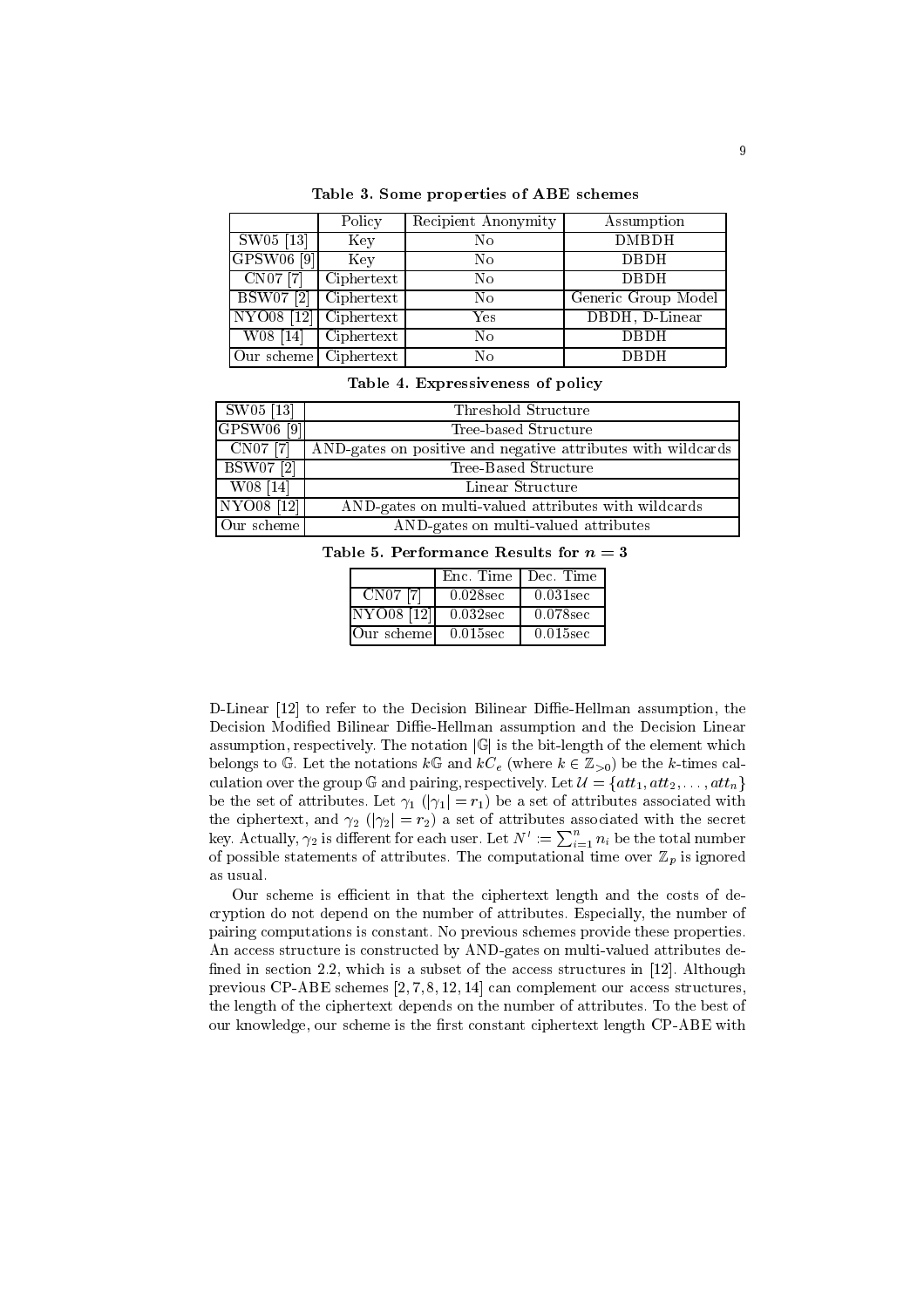**Table 3. Some properties of ABE schemes**

| | Policy | Recipient Anonymity | Assumption |
|---|---|---|---|
| SW05 [13] | Key | No | DMBDH |
| GPSW06 [9] | Key | No | DBDH |
| CN07 [7] | Ciphertext | No | DBDH |
| BSW07 [2] | Ciphertext | No | Generic Group Model |
| NYO08 [12] | Ciphertext | Yes | DBDH, D-Linear |
| W08 [14] | Ciphertext | No | DBDH |
| Our scheme | Ciphertext | No | DBDH |

**Table 4. Expressiveness of policy**

| | |
|---|---|
| SW05 [13] | Threshold Structure |
| GPSW06 [9] | Tree-based Structure |
| CN07 [7] | AND-gates on positive and negative attributes with wildcards |
| BSW07 [2] | Tree-Based Structure |
| W08 [14] | Linear Structure |
| NYO08 [12] | AND-gates on multi-valued attributes with wildcards |
| Our scheme | AND-gates on multi-valued attributes |

**Table 5. Performance Results for $n = 3$**

| | Enc. Time | Dec. Time |
|---|---|---|
| CN07 [7] | 0.028sec | 0.031sec |
| NYO08 [12] | 0.032sec | 0.078sec |
| Our scheme | 0.015sec | 0.015sec |

D-Linear [12] to refer to the Decision Bilinear Diffie-Hellman assumption, the Decision Modified Bilinear Diffie-Hellman assumption and the Decision Linear assumption, respectively. The notation $|\mathbb{G}|$ is the bit-length of the element which belongs to $\mathbb{G}$. Let the notations $k\mathbb{G}$ and $kC_e$ (where $k \in \mathbb{Z}_{>0}$) be the $k$-times calculation over the group $\mathbb{G}$ and pairing, respectively. Let $\mathcal{U} = \{att_1, att_2, \ldots, att_n\}$ be the set of attributes. Let $\gamma_1$ ($|\gamma_1| = r_1$) be a set of attributes associated with the ciphertext, and $\gamma_2$ ($|\gamma_2| = r_2$) a set of attributes associated with the secret key. Actually, $\gamma_2$ is different for each user. Let $N' := \sum_{i=1}^{n} n_i$ be the total number of possible statements of attributes. The computational time over $\mathbb{Z}_p$ is ignored as usual.

Our scheme is efficient in that the ciphertext length and the costs of decryption do not depend on the number of attributes. Especially, the number of pairing computations is constant. No previous schemes provide these properties. An access structure is constructed by AND-gates on multi-valued attributes defined in section 2.2, which is a subset of the access structures in [12]. Although previous CP-ABE schemes [2, 7, 8, 12, 14] can complement our access structures, the length of the ciphertext depends on the number of attributes. To the best of our knowledge, our scheme is the first constant ciphertext length CP-ABE with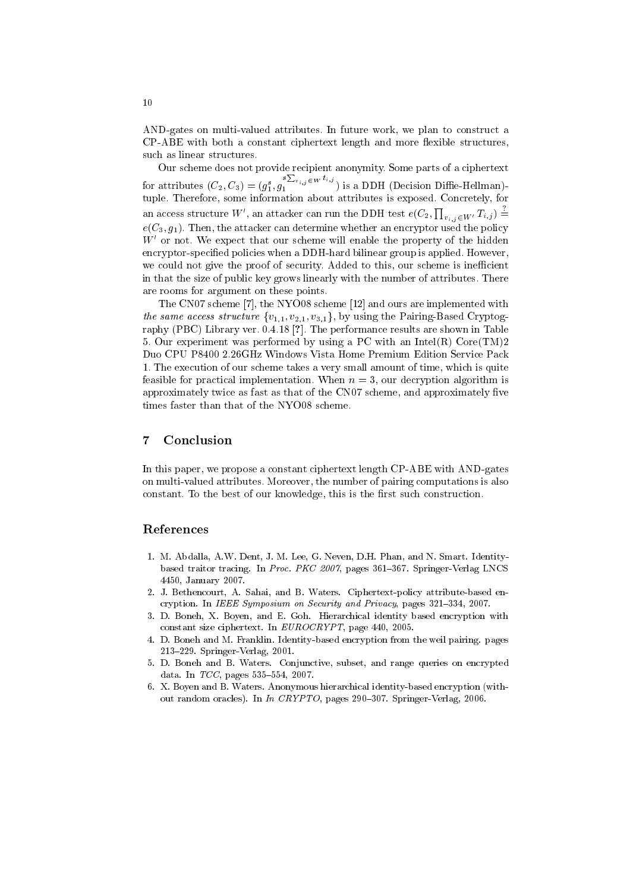AND-gates on multi-valued attributes. In future work, we plan to construct a CP-ABE with both a constant ciphertext length and more flexible structures, such as linear structures.

Our scheme does not provide recipient anonymity. Some parts of a ciphertext for attributes $(C_2, C_3) = (g_1^s, g_1^{s\sum_{v_{i,j} \in W} t_{i,j}})$ is a DDH (Decision Diffie-Hellman)-tuple. Therefore, some information about attributes is exposed. Concretely, for an access structure $W'$, an attacker can run the DDH test $e(C_2, \prod_{v_{i,j} \in W'} T_{i,j}) \stackrel{?}{=} e(C_3, g_1)$. Then, the attacker can determine whether an encryptor used the policy $W'$ or not. We expect that our scheme will enable the property of the hidden encryptor-specified policies when a DDH-hard bilinear group is applied. However, we could not give the proof of security. Added to this, our scheme is inefficient in that the size of public key grows linearly with the number of attributes. There are rooms for argument on these points.

The CN07 scheme [7], the NYO08 scheme [12] and ours are implemented with *the same access structure* $\{v_{1,1}, v_{2,1}, v_{3,1}\}$, by using the Pairing-Based Cryptography (PBC) Library ver. 0.4.18 [?]. The performance results are shown in Table 5. Our experiment was performed by using a PC with an Intel(R) Core(TM)2 Duo CPU P8400 2.26GHz Windows Vista Home Premium Edition Service Pack 1. The execution of our scheme takes a very small amount of time, which is quite feasible for practical implementation. When $n = 3$, our decryption algorithm is approximately twice as fast as that of the CN07 scheme, and approximately five times faster than that of the NYO08 scheme.

## 7 Conclusion

In this paper, we propose a constant ciphertext length CP-ABE with AND-gates on multi-valued attributes. Moreover, the number of pairing computations is also constant. To the best of our knowledge, this is the first such construction.

## References

1. M. Abdalla, A.W. Dent, J. M. Lee, G. Neven, D.H. Phan, and N. Smart. Identity-based traitor tracing. In *Proc. PKC 2007*, pages 361–367. Springer-Verlag LNCS 4450, January 2007.
2. J. Bethencourt, A. Sahai, and B. Waters. Ciphertext-policy attribute-based encryption. In *IEEE Symposium on Security and Privacy*, pages 321–334, 2007.
3. D. Boneh, X. Boyen, and E. Goh. Hierarchical identity based encryption with constant size ciphertext. In *EUROCRYPT*, page 440, 2005.
4. D. Boneh and M. Franklin. Identity-based encryption from the weil pairing. pages 213–229. Springer-Verlag, 2001.
5. D. Boneh and B. Waters. Conjunctive, subset, and range queries on encrypted data. In *TCC*, pages 535–554, 2007.
6. X. Boyen and B. Waters. Anonymous hierarchical identity-based encryption (without random oracles). In *In CRYPTO*, pages 290–307. Springer-Verlag, 2006.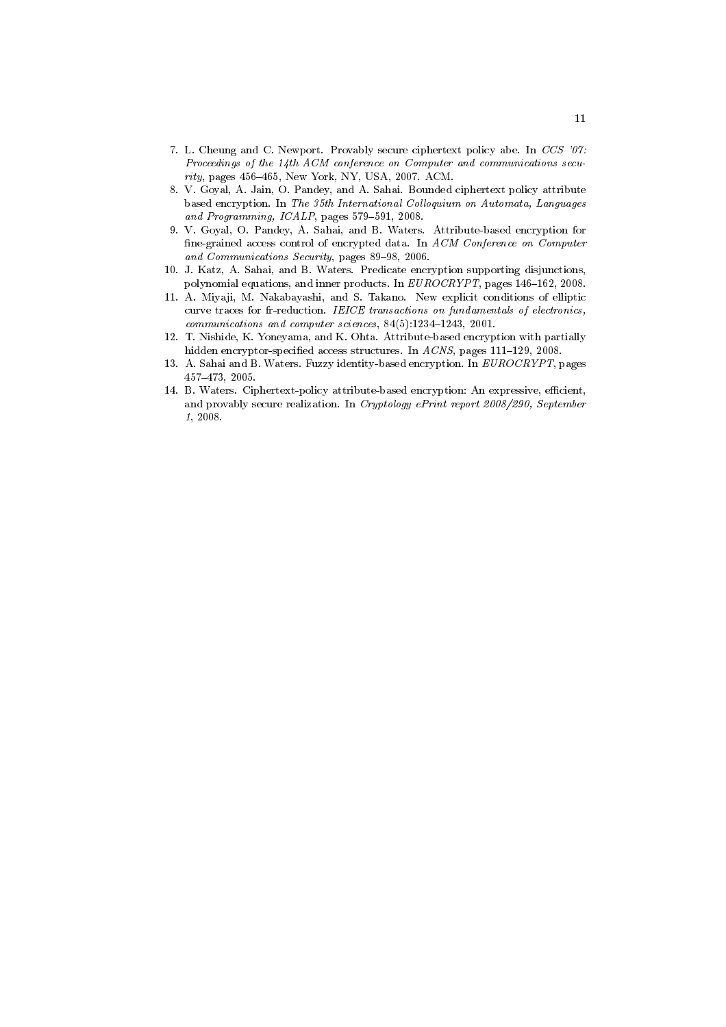7. L. Cheung and C. Newport. Provably secure ciphertext policy abe. In *CCS '07: Proceedings of the 14th ACM conference on Computer and communications security*, pages 456–465, New York, NY, USA, 2007. ACM.
8. V. Goyal, A. Jain, O. Pandey, and A. Sahai. Bounded ciphertext policy attribute based encryption. In *The 35th International Colloquium on Automata, Languages and Programming, ICALP*, pages 579–591, 2008.
9. V. Goyal, O. Pandey, A. Sahai, and B. Waters. Attribute-based encryption for fine-grained access control of encrypted data. In *ACM Conference on Computer and Communications Security*, pages 89–98, 2006.
10. J. Katz, A. Sahai, and B. Waters. Predicate encryption supporting disjunctions, polynomial equations, and inner products. In *EUROCRYPT*, pages 146–162, 2008.
11. A. Miyaji, M. Nakabayashi, and S. Takano. New explicit conditions of elliptic curve traces for fr-reduction. *IEICE transactions on fundamentals of electronics, communications and computer sciences*, 84(5):1234–1243, 2001.
12. T. Nishide, K. Yoneyama, and K. Ohta. Attribute-based encryption with partially hidden encryptor-specified access structures. In *ACNS*, pages 111–129, 2008.
13. A. Sahai and B. Waters. Fuzzy identity-based encryption. In *EUROCRYPT*, pages 457–473, 2005.
14. B. Waters. Ciphertext-policy attribute-based encryption: An expressive, efficient, and provably secure realization. In *Cryptology ePrint report 2008/290, September 1*, 2008.